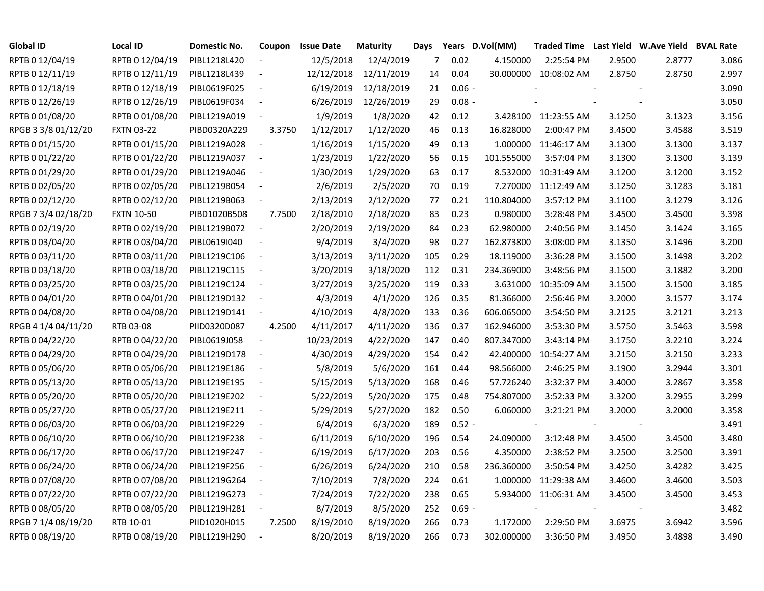| Global ID | Local ID | Domestic No. | Coupon | Issue Date | Maturity | Days | Years | D.Vol(MM) | Traded Time | Last Yield | W.Ave Yield | BVAL Rate |
|---|---|---|---|---|---|---|---|---|---|---|---|---|
| RPTB 0 12/04/19 | RPTB 0 12/04/19 | PIBL1218L420 | - | 12/5/2018 | 12/4/2019 | 7 | 0.02 | 4.150000 | 2:25:54 PM | 2.9500 | 2.8777 | 3.086 |
| RPTB 0 12/11/19 | RPTB 0 12/11/19 | PIBL1218L439 | - | 12/12/2018 | 12/11/2019 | 14 | 0.04 | 30.000000 | 10:08:02 AM | 2.8750 | 2.8750 | 2.997 |
| RPTB 0 12/18/19 | RPTB 0 12/18/19 | PIBL0619F025 | - | 6/19/2019 | 12/18/2019 | 21 | 0.06 | - | - | - | - | 3.090 |
| RPTB 0 12/26/19 | RPTB 0 12/26/19 | PIBL0619F034 | - | 6/26/2019 | 12/26/2019 | 29 | 0.08 | - | - | - | - | 3.050 |
| RPTB 0 01/08/20 | RPTB 0 01/08/20 | PIBL1219A019 | - | 1/9/2019 | 1/8/2020 | 42 | 0.12 | 3.428100 | 11:23:55 AM | 3.1250 | 3.1323 | 3.156 |
| RPGB 3 3/8 01/12/20 | FXTN 03-22 | PIBD0320A229 | 3.3750 | 1/12/2017 | 1/12/2020 | 46 | 0.13 | 16.828000 | 2:00:47 PM | 3.4500 | 3.4588 | 3.519 |
| RPTB 0 01/15/20 | RPTB 0 01/15/20 | PIBL1219A028 | - | 1/16/2019 | 1/15/2020 | 49 | 0.13 | 1.000000 | 11:46:17 AM | 3.1300 | 3.1300 | 3.137 |
| RPTB 0 01/22/20 | RPTB 0 01/22/20 | PIBL1219A037 | - | 1/23/2019 | 1/22/2020 | 56 | 0.15 | 101.555000 | 3:57:04 PM | 3.1300 | 3.1300 | 3.139 |
| RPTB 0 01/29/20 | RPTB 0 01/29/20 | PIBL1219A046 | - | 1/30/2019 | 1/29/2020 | 63 | 0.17 | 8.532000 | 10:31:49 AM | 3.1200 | 3.1200 | 3.152 |
| RPTB 0 02/05/20 | RPTB 0 02/05/20 | PIBL1219B054 | - | 2/6/2019 | 2/5/2020 | 70 | 0.19 | 7.270000 | 11:12:49 AM | 3.1250 | 3.1283 | 3.181 |
| RPTB 0 02/12/20 | RPTB 0 02/12/20 | PIBL1219B063 | - | 2/13/2019 | 2/12/2020 | 77 | 0.21 | 110.804000 | 3:57:12 PM | 3.1100 | 3.1279 | 3.126 |
| RPGB 7 3/4 02/18/20 | FXTN 10-50 | PIBD1020B508 | 7.7500 | 2/18/2010 | 2/18/2020 | 83 | 0.23 | 0.980000 | 3:28:48 PM | 3.4500 | 3.4500 | 3.398 |
| RPTB 0 02/19/20 | RPTB 0 02/19/20 | PIBL1219B072 | - | 2/20/2019 | 2/19/2020 | 84 | 0.23 | 62.980000 | 2:40:56 PM | 3.1450 | 3.1424 | 3.165 |
| RPTB 0 03/04/20 | RPTB 0 03/04/20 | PIBL0619I040 | - | 9/4/2019 | 3/4/2020 | 98 | 0.27 | 162.873800 | 3:08:00 PM | 3.1350 | 3.1496 | 3.200 |
| RPTB 0 03/11/20 | RPTB 0 03/11/20 | PIBL1219C106 | - | 3/13/2019 | 3/11/2020 | 105 | 0.29 | 18.119000 | 3:36:28 PM | 3.1500 | 3.1498 | 3.202 |
| RPTB 0 03/18/20 | RPTB 0 03/18/20 | PIBL1219C115 | - | 3/20/2019 | 3/18/2020 | 112 | 0.31 | 234.369000 | 3:48:56 PM | 3.1500 | 3.1882 | 3.200 |
| RPTB 0 03/25/20 | RPTB 0 03/25/20 | PIBL1219C124 | - | 3/27/2019 | 3/25/2020 | 119 | 0.33 | 3.631000 | 10:35:09 AM | 3.1500 | 3.1500 | 3.185 |
| RPTB 0 04/01/20 | RPTB 0 04/01/20 | PIBL1219D132 | - | 4/3/2019 | 4/1/2020 | 126 | 0.35 | 81.366000 | 2:56:46 PM | 3.2000 | 3.1577 | 3.174 |
| RPTB 0 04/08/20 | RPTB 0 04/08/20 | PIBL1219D141 | - | 4/10/2019 | 4/8/2020 | 133 | 0.36 | 606.065000 | 3:54:50 PM | 3.2125 | 3.2121 | 3.213 |
| RPGB 4 1/4 04/11/20 | RTB 03-08 | PIID0320D087 | 4.2500 | 4/11/2017 | 4/11/2020 | 136 | 0.37 | 162.946000 | 3:53:30 PM | 3.5750 | 3.5463 | 3.598 |
| RPTB 0 04/22/20 | RPTB 0 04/22/20 | PIBL0619J058 | - | 10/23/2019 | 4/22/2020 | 147 | 0.40 | 807.347000 | 3:43:14 PM | 3.1750 | 3.2210 | 3.224 |
| RPTB 0 04/29/20 | RPTB 0 04/29/20 | PIBL1219D178 | - | 4/30/2019 | 4/29/2020 | 154 | 0.42 | 42.400000 | 10:54:27 AM | 3.2150 | 3.2150 | 3.233 |
| RPTB 0 05/06/20 | RPTB 0 05/06/20 | PIBL1219E186 | - | 5/8/2019 | 5/6/2020 | 161 | 0.44 | 98.566000 | 2:46:25 PM | 3.1900 | 3.2944 | 3.301 |
| RPTB 0 05/13/20 | RPTB 0 05/13/20 | PIBL1219E195 | - | 5/15/2019 | 5/13/2020 | 168 | 0.46 | 57.726240 | 3:32:37 PM | 3.4000 | 3.2867 | 3.358 |
| RPTB 0 05/20/20 | RPTB 0 05/20/20 | PIBL1219E202 | - | 5/22/2019 | 5/20/2020 | 175 | 0.48 | 754.807000 | 3:52:33 PM | 3.3200 | 3.2955 | 3.299 |
| RPTB 0 05/27/20 | RPTB 0 05/27/20 | PIBL1219E211 | - | 5/29/2019 | 5/27/2020 | 182 | 0.50 | 6.060000 | 3:21:21 PM | 3.2000 | 3.2000 | 3.358 |
| RPTB 0 06/03/20 | RPTB 0 06/03/20 | PIBL1219F229 | - | 6/4/2019 | 6/3/2020 | 189 | 0.52 | - | - | - | - | 3.491 |
| RPTB 0 06/10/20 | RPTB 0 06/10/20 | PIBL1219F238 | - | 6/11/2019 | 6/10/2020 | 196 | 0.54 | 24.090000 | 3:12:48 PM | 3.4500 | 3.4500 | 3.480 |
| RPTB 0 06/17/20 | RPTB 0 06/17/20 | PIBL1219F247 | - | 6/19/2019 | 6/17/2020 | 203 | 0.56 | 4.350000 | 2:38:52 PM | 3.2500 | 3.2500 | 3.391 |
| RPTB 0 06/24/20 | RPTB 0 06/24/20 | PIBL1219F256 | - | 6/26/2019 | 6/24/2020 | 210 | 0.58 | 236.360000 | 3:50:54 PM | 3.4250 | 3.4282 | 3.425 |
| RPTB 0 07/08/20 | RPTB 0 07/08/20 | PIBL1219G264 | - | 7/10/2019 | 7/8/2020 | 224 | 0.61 | 1.000000 | 11:29:38 AM | 3.4600 | 3.4600 | 3.503 |
| RPTB 0 07/22/20 | RPTB 0 07/22/20 | PIBL1219G273 | - | 7/24/2019 | 7/22/2020 | 238 | 0.65 | 5.934000 | 11:06:31 AM | 3.4500 | 3.4500 | 3.453 |
| RPTB 0 08/05/20 | RPTB 0 08/05/20 | PIBL1219H281 | - | 8/7/2019 | 8/5/2020 | 252 | 0.69 | - | - | - | - | 3.482 |
| RPGB 7 1/4 08/19/20 | RTB 10-01 | PIID1020H015 | 7.2500 | 8/19/2010 | 8/19/2020 | 266 | 0.73 | 1.172000 | 2:29:50 PM | 3.6975 | 3.6942 | 3.596 |
| RPTB 0 08/19/20 | RPTB 0 08/19/20 | PIBL1219H290 | - | 8/20/2019 | 8/19/2020 | 266 | 0.73 | 302.000000 | 3:36:50 PM | 3.4950 | 3.4898 | 3.490 |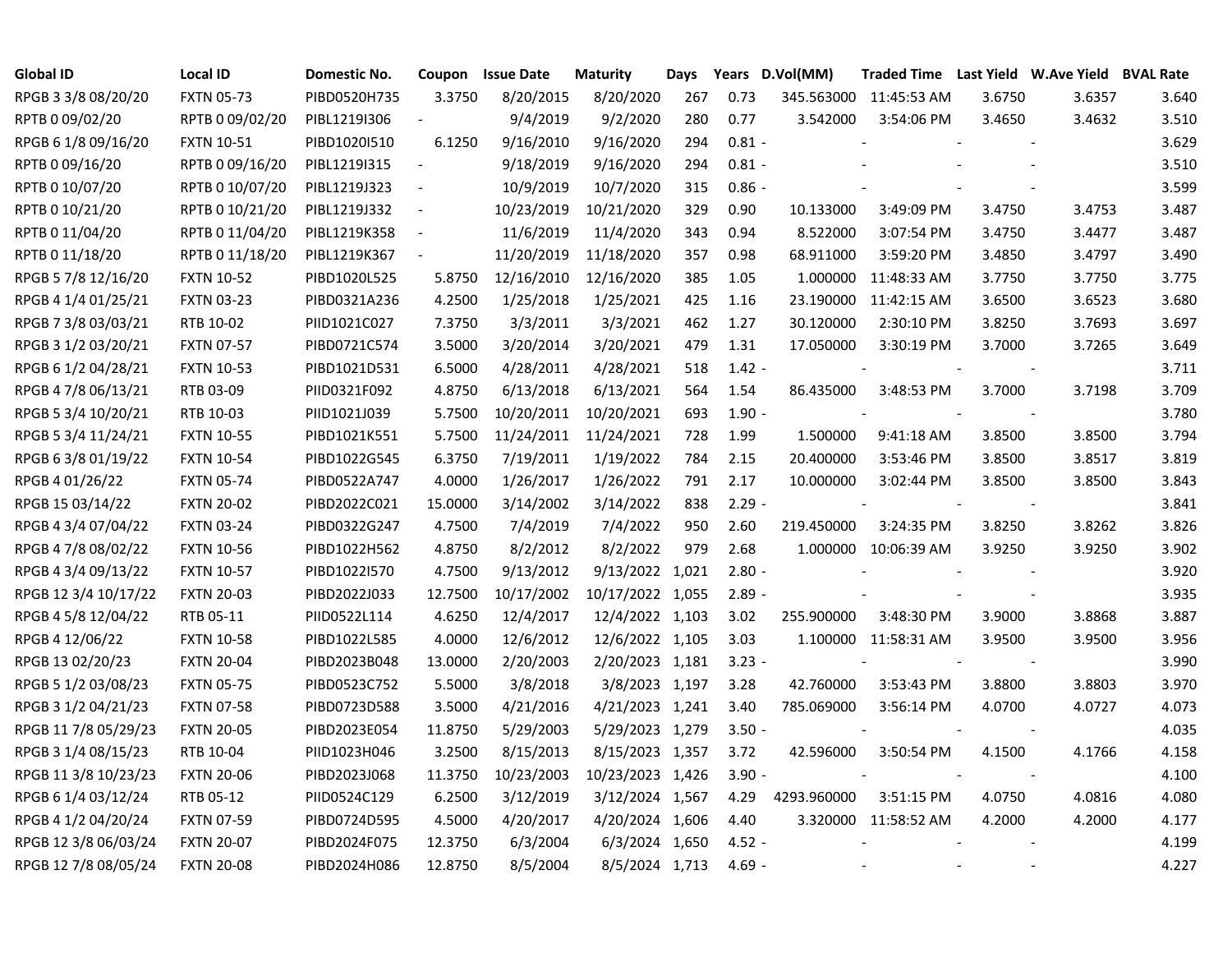| Global ID | Local ID | Domestic No. | Coupon | Issue Date | Maturity | Days | Years | D.Vol(MM) | Traded Time | Last Yield | W.Ave Yield | BVAL Rate |
|---|---|---|---|---|---|---|---|---|---|---|---|---|
| RPGB 3 3/8 08/20/20 | FXTN 05-73 | PIBD0520H735 | 3.3750 | 8/20/2015 | 8/20/2020 | 267 | 0.73 | 345.563000 | 11:45:53 AM | 3.6750 | 3.6357 | 3.640 |
| RPTB 0 09/02/20 | RPTB 0 09/02/20 | PIBL1219I306 | - | 9/4/2019 | 9/2/2020 | 280 | 0.77 | 3.542000 | 3:54:06 PM | 3.4650 | 3.4632 | 3.510 |
| RPGB 6 1/8 09/16/20 | FXTN 10-51 | PIBD1020I510 | 6.1250 | 9/16/2010 | 9/16/2020 | 294 | 0.81 | - | - | - | - | 3.629 |
| RPTB 0 09/16/20 | RPTB 0 09/16/20 | PIBL1219I315 | - | 9/18/2019 | 9/16/2020 | 294 | 0.81 | - | - | - | - | 3.510 |
| RPTB 0 10/07/20 | RPTB 0 10/07/20 | PIBL1219J323 | - | 10/9/2019 | 10/7/2020 | 315 | 0.86 | - | - | - | - | 3.599 |
| RPTB 0 10/21/20 | RPTB 0 10/21/20 | PIBL1219J332 | - | 10/23/2019 | 10/21/2020 | 329 | 0.90 | 10.133000 | 3:49:09 PM | 3.4750 | 3.4753 | 3.487 |
| RPTB 0 11/04/20 | RPTB 0 11/04/20 | PIBL1219K358 | - | 11/6/2019 | 11/4/2020 | 343 | 0.94 | 8.522000 | 3:07:54 PM | 3.4750 | 3.4477 | 3.487 |
| RPTB 0 11/18/20 | RPTB 0 11/18/20 | PIBL1219K367 | - | 11/20/2019 | 11/18/2020 | 357 | 0.98 | 68.911000 | 3:59:20 PM | 3.4850 | 3.4797 | 3.490 |
| RPGB 5 7/8 12/16/20 | FXTN 10-52 | PIBD1020L525 | 5.8750 | 12/16/2010 | 12/16/2020 | 385 | 1.05 | 1.000000 | 11:48:33 AM | 3.7750 | 3.7750 | 3.775 |
| RPGB 4 1/4 01/25/21 | FXTN 03-23 | PIBD0321A236 | 4.2500 | 1/25/2018 | 1/25/2021 | 425 | 1.16 | 23.190000 | 11:42:15 AM | 3.6500 | 3.6523 | 3.680 |
| RPGB 7 3/8 03/03/21 | RTB 10-02 | PIID1021C027 | 7.3750 | 3/3/2011 | 3/3/2021 | 462 | 1.27 | 30.120000 | 2:30:10 PM | 3.8250 | 3.7693 | 3.697 |
| RPGB 3 1/2 03/20/21 | FXTN 07-57 | PIBD0721C574 | 3.5000 | 3/20/2014 | 3/20/2021 | 479 | 1.31 | 17.050000 | 3:30:19 PM | 3.7000 | 3.7265 | 3.649 |
| RPGB 6 1/2 04/28/21 | FXTN 10-53 | PIBD1021D531 | 6.5000 | 4/28/2011 | 4/28/2021 | 518 | 1.42 | - | - | - | - | 3.711 |
| RPGB 4 7/8 06/13/21 | RTB 03-09 | PIID0321F092 | 4.8750 | 6/13/2018 | 6/13/2021 | 564 | 1.54 | 86.435000 | 3:48:53 PM | 3.7000 | 3.7198 | 3.709 |
| RPGB 5 3/4 10/20/21 | RTB 10-03 | PIID1021J039 | 5.7500 | 10/20/2011 | 10/20/2021 | 693 | 1.90 | - | - | - | - | 3.780 |
| RPGB 5 3/4 11/24/21 | FXTN 10-55 | PIBD1021K551 | 5.7500 | 11/24/2011 | 11/24/2021 | 728 | 1.99 | 1.500000 | 9:41:18 AM | 3.8500 | 3.8500 | 3.794 |
| RPGB 6 3/8 01/19/22 | FXTN 10-54 | PIBD1022G545 | 6.3750 | 7/19/2011 | 1/19/2022 | 784 | 2.15 | 20.400000 | 3:53:46 PM | 3.8500 | 3.8517 | 3.819 |
| RPGB 4 01/26/22 | FXTN 05-74 | PIBD0522A747 | 4.0000 | 1/26/2017 | 1/26/2022 | 791 | 2.17 | 10.000000 | 3:02:44 PM | 3.8500 | 3.8500 | 3.843 |
| RPGB 15 03/14/22 | FXTN 20-02 | PIBD2022C021 | 15.0000 | 3/14/2002 | 3/14/2022 | 838 | 2.29 | - | - | - | - | 3.841 |
| RPGB 4 3/4 07/04/22 | FXTN 03-24 | PIBD0322G247 | 4.7500 | 7/4/2019 | 7/4/2022 | 950 | 2.60 | 219.450000 | 3:24:35 PM | 3.8250 | 3.8262 | 3.826 |
| RPGB 4 7/8 08/02/22 | FXTN 10-56 | PIBD1022H562 | 4.8750 | 8/2/2012 | 8/2/2022 | 979 | 2.68 | 1.000000 | 10:06:39 AM | 3.9250 | 3.9250 | 3.902 |
| RPGB 4 3/4 09/13/22 | FXTN 10-57 | PIBD1022I570 | 4.7500 | 9/13/2012 | 9/13/2022 | 1,021 | 2.80 | - | - | - | - | 3.920 |
| RPGB 12 3/4 10/17/22 | FXTN 20-03 | PIBD2022J033 | 12.7500 | 10/17/2002 | 10/17/2022 | 1,055 | 2.89 | - | - | - | - | 3.935 |
| RPGB 4 5/8 12/04/22 | RTB 05-11 | PIID0522L114 | 4.6250 | 12/4/2017 | 12/4/2022 | 1,103 | 3.02 | 255.900000 | 3:48:30 PM | 3.9000 | 3.8868 | 3.887 |
| RPGB 4 12/06/22 | FXTN 10-58 | PIBD1022L585 | 4.0000 | 12/6/2012 | 12/6/2022 | 1,105 | 3.03 | 1.100000 | 11:58:31 AM | 3.9500 | 3.9500 | 3.956 |
| RPGB 13 02/20/23 | FXTN 20-04 | PIBD2023B048 | 13.0000 | 2/20/2003 | 2/20/2023 | 1,181 | 3.23 | - | - | - | - | 3.990 |
| RPGB 5 1/2 03/08/23 | FXTN 05-75 | PIBD0523C752 | 5.5000 | 3/8/2018 | 3/8/2023 | 1,197 | 3.28 | 42.760000 | 3:53:43 PM | 3.8800 | 3.8803 | 3.970 |
| RPGB 3 1/2 04/21/23 | FXTN 07-58 | PIBD0723D588 | 3.5000 | 4/21/2016 | 4/21/2023 | 1,241 | 3.40 | 785.069000 | 3:56:14 PM | 4.0700 | 4.0727 | 4.073 |
| RPGB 11 7/8 05/29/23 | FXTN 20-05 | PIBD2023E054 | 11.8750 | 5/29/2003 | 5/29/2023 | 1,279 | 3.50 | - | - | - | - | 4.035 |
| RPGB 3 1/4 08/15/23 | RTB 10-04 | PIID1023H046 | 3.2500 | 8/15/2013 | 8/15/2023 | 1,357 | 3.72 | 42.596000 | 3:50:54 PM | 4.1500 | 4.1766 | 4.158 |
| RPGB 11 3/8 10/23/23 | FXTN 20-06 | PIBD2023J068 | 11.3750 | 10/23/2003 | 10/23/2023 | 1,426 | 3.90 | - | - | - | - | 4.100 |
| RPGB 6 1/4 03/12/24 | RTB 05-12 | PIID0524C129 | 6.2500 | 3/12/2019 | 3/12/2024 | 1,567 | 4.29 | 4293.960000 | 3:51:15 PM | 4.0750 | 4.0816 | 4.080 |
| RPGB 4 1/2 04/20/24 | FXTN 07-59 | PIBD0724D595 | 4.5000 | 4/20/2017 | 4/20/2024 | 1,606 | 4.40 | 3.320000 | 11:58:52 AM | 4.2000 | 4.2000 | 4.177 |
| RPGB 12 3/8 06/03/24 | FXTN 20-07 | PIBD2024F075 | 12.3750 | 6/3/2004 | 6/3/2024 | 1,650 | 4.52 | - | - | - | - | 4.199 |
| RPGB 12 7/8 08/05/24 | FXTN 20-08 | PIBD2024H086 | 12.8750 | 8/5/2004 | 8/5/2024 | 1,713 | 4.69 | - | - | - | - | 4.227 |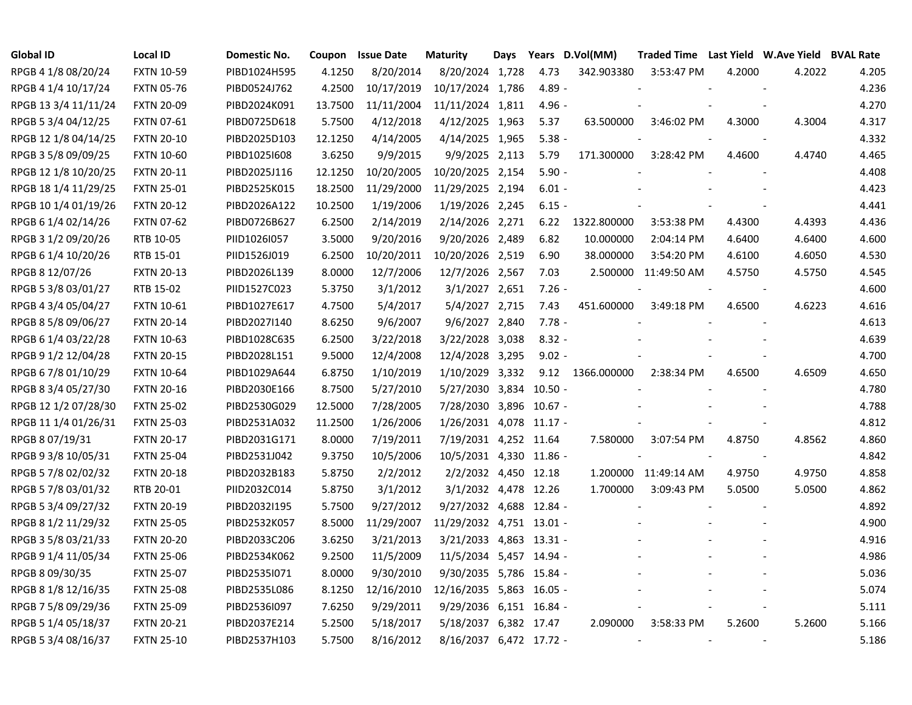| Global ID | Local ID | Domestic No. | Coupon | Issue Date | Maturity | Days | Years | D.Vol(MM) | Traded Time | Last Yield | W.Ave Yield | BVAL Rate |
|---|---|---|---|---|---|---|---|---|---|---|---|---|
| RPGB 4 1/8 08/20/24 | FXTN 10-59 | PIBD1024H595 | 4.1250 | 8/20/2014 | 8/20/2024 | 1,728 | 4.73 | 342.903380 | 3:53:47 PM | 4.2000 | 4.2022 | 4.205 |
| RPGB 4 1/4 10/17/24 | FXTN 05-76 | PIBD0524J762 | 4.2500 | 10/17/2019 | 10/17/2024 | 1,786 | 4.89 | - | - | - | - | 4.236 |
| RPGB 13 3/4 11/11/24 | FXTN 20-09 | PIBD2024K091 | 13.7500 | 11/11/2004 | 11/11/2024 | 1,811 | 4.96 | - | - | - | - | 4.270 |
| RPGB 5 3/4 04/12/25 | FXTN 07-61 | PIBD0725D618 | 5.7500 | 4/12/2018 | 4/12/2025 | 1,963 | 5.37 | 63.500000 | 3:46:02 PM | 4.3000 | 4.3004 | 4.317 |
| RPGB 12 1/8 04/14/25 | FXTN 20-10 | PIBD2025D103 | 12.1250 | 4/14/2005 | 4/14/2025 | 1,965 | 5.38 | - | - | - | - | 4.332 |
| RPGB 3 5/8 09/09/25 | FXTN 10-60 | PIBD1025I608 | 3.6250 | 9/9/2015 | 9/9/2025 | 2,113 | 5.79 | 171.300000 | 3:28:42 PM | 4.4600 | 4.4740 | 4.465 |
| RPGB 12 1/8 10/20/25 | FXTN 20-11 | PIBD2025J116 | 12.1250 | 10/20/2005 | 10/20/2025 | 2,154 | 5.90 | - | - | - | - | 4.408 |
| RPGB 18 1/4 11/29/25 | FXTN 25-01 | PIBD2525K015 | 18.2500 | 11/29/2000 | 11/29/2025 | 2,194 | 6.01 | - | - | - | - | 4.423 |
| RPGB 10 1/4 01/19/26 | FXTN 20-12 | PIBD2026A122 | 10.2500 | 1/19/2006 | 1/19/2026 | 2,245 | 6.15 | - | - | - | - | 4.441 |
| RPGB 6 1/4 02/14/26 | FXTN 07-62 | PIBD0726B627 | 6.2500 | 2/14/2019 | 2/14/2026 | 2,271 | 6.22 | 1322.800000 | 3:53:38 PM | 4.4300 | 4.4393 | 4.436 |
| RPGB 3 1/2 09/20/26 | RTB 10-05 | PIID1026I057 | 3.5000 | 9/20/2016 | 9/20/2026 | 2,489 | 6.82 | 10.000000 | 2:04:14 PM | 4.6400 | 4.6400 | 4.600 |
| RPGB 6 1/4 10/20/26 | RTB 15-01 | PIID1526J019 | 6.2500 | 10/20/2011 | 10/20/2026 | 2,519 | 6.90 | 38.000000 | 3:54:20 PM | 4.6100 | 4.6050 | 4.530 |
| RPGB 8 12/07/26 | FXTN 20-13 | PIBD2026L139 | 8.0000 | 12/7/2006 | 12/7/2026 | 2,567 | 7.03 | 2.500000 | 11:49:50 AM | 4.5750 | 4.5750 | 4.545 |
| RPGB 5 3/8 03/01/27 | RTB 15-02 | PIID1527C023 | 5.3750 | 3/1/2012 | 3/1/2027 | 2,651 | 7.26 | - | - | - | - | 4.600 |
| RPGB 4 3/4 05/04/27 | FXTN 10-61 | PIBD1027E617 | 4.7500 | 5/4/2017 | 5/4/2027 | 2,715 | 7.43 | 451.600000 | 3:49:18 PM | 4.6500 | 4.6223 | 4.616 |
| RPGB 8 5/8 09/06/27 | FXTN 20-14 | PIBD2027I140 | 8.6250 | 9/6/2007 | 9/6/2027 | 2,840 | 7.78 | - | - | - | - | 4.613 |
| RPGB 6 1/4 03/22/28 | FXTN 10-63 | PIBD1028C635 | 6.2500 | 3/22/2018 | 3/22/2028 | 3,038 | 8.32 | - | - | - | - | 4.639 |
| RPGB 9 1/2 12/04/28 | FXTN 20-15 | PIBD2028L151 | 9.5000 | 12/4/2008 | 12/4/2028 | 3,295 | 9.02 | - | - | - | - | 4.700 |
| RPGB 6 7/8 01/10/29 | FXTN 10-64 | PIBD1029A644 | 6.8750 | 1/10/2019 | 1/10/2029 | 3,332 | 9.12 | 1366.000000 | 2:38:34 PM | 4.6500 | 4.6509 | 4.650 |
| RPGB 8 3/4 05/27/30 | FXTN 20-16 | PIBD2030E166 | 8.7500 | 5/27/2010 | 5/27/2030 | 3,834 | 10.50 | - | - | - | - | 4.780 |
| RPGB 12 1/2 07/28/30 | FXTN 25-02 | PIBD2530G029 | 12.5000 | 7/28/2005 | 7/28/2030 | 3,896 | 10.67 | - | - | - | - | 4.788 |
| RPGB 11 1/4 01/26/31 | FXTN 25-03 | PIBD2531A032 | 11.2500 | 1/26/2006 | 1/26/2031 | 4,078 | 11.17 | - | - | - | - | 4.812 |
| RPGB 8 07/19/31 | FXTN 20-17 | PIBD2031G171 | 8.0000 | 7/19/2011 | 7/19/2031 | 4,252 | 11.64 | 7.580000 | 3:07:54 PM | 4.8750 | 4.8562 | 4.860 |
| RPGB 9 3/8 10/05/31 | FXTN 25-04 | PIBD2531J042 | 9.3750 | 10/5/2006 | 10/5/2031 | 4,330 | 11.86 | - | - | - | - | 4.842 |
| RPGB 5 7/8 02/02/32 | FXTN 20-18 | PIBD2032B183 | 5.8750 | 2/2/2012 | 2/2/2032 | 4,450 | 12.18 | 1.200000 | 11:49:14 AM | 4.9750 | 4.9750 | 4.858 |
| RPGB 5 7/8 03/01/32 | RTB 20-01 | PIID2032C014 | 5.8750 | 3/1/2012 | 3/1/2032 | 4,478 | 12.26 | 1.700000 | 3:09:43 PM | 5.0500 | 5.0500 | 4.862 |
| RPGB 5 3/4 09/27/32 | FXTN 20-19 | PIBD2032I195 | 5.7500 | 9/27/2012 | 9/27/2032 | 4,688 | 12.84 | - | - | - | - | 4.892 |
| RPGB 8 1/2 11/29/32 | FXTN 25-05 | PIBD2532K057 | 8.5000 | 11/29/2007 | 11/29/2032 | 4,751 | 13.01 | - | - | - | - | 4.900 |
| RPGB 3 5/8 03/21/33 | FXTN 20-20 | PIBD2033C206 | 3.6250 | 3/21/2013 | 3/21/2033 | 4,863 | 13.31 | - | - | - | - | 4.916 |
| RPGB 9 1/4 11/05/34 | FXTN 25-06 | PIBD2534K062 | 9.2500 | 11/5/2009 | 11/5/2034 | 5,457 | 14.94 | - | - | - | - | 4.986 |
| RPGB 8 09/30/35 | FXTN 25-07 | PIBD2535I071 | 8.0000 | 9/30/2010 | 9/30/2035 | 5,786 | 15.84 | - | - | - | - | 5.036 |
| RPGB 8 1/8 12/16/35 | FXTN 25-08 | PIBD2535L086 | 8.1250 | 12/16/2010 | 12/16/2035 | 5,863 | 16.05 | - | - | - | - | 5.074 |
| RPGB 7 5/8 09/29/36 | FXTN 25-09 | PIBD2536I097 | 7.6250 | 9/29/2011 | 9/29/2036 | 6,151 | 16.84 | - | - | - | - | 5.111 |
| RPGB 5 1/4 05/18/37 | FXTN 20-21 | PIBD2037E214 | 5.2500 | 5/18/2017 | 5/18/2037 | 6,382 | 17.47 | 2.090000 | 3:58:33 PM | 5.2600 | 5.2600 | 5.166 |
| RPGB 5 3/4 08/16/37 | FXTN 25-10 | PIBD2537H103 | 5.7500 | 8/16/2012 | 8/16/2037 | 6,472 | 17.72 | - | - | - | - | 5.186 |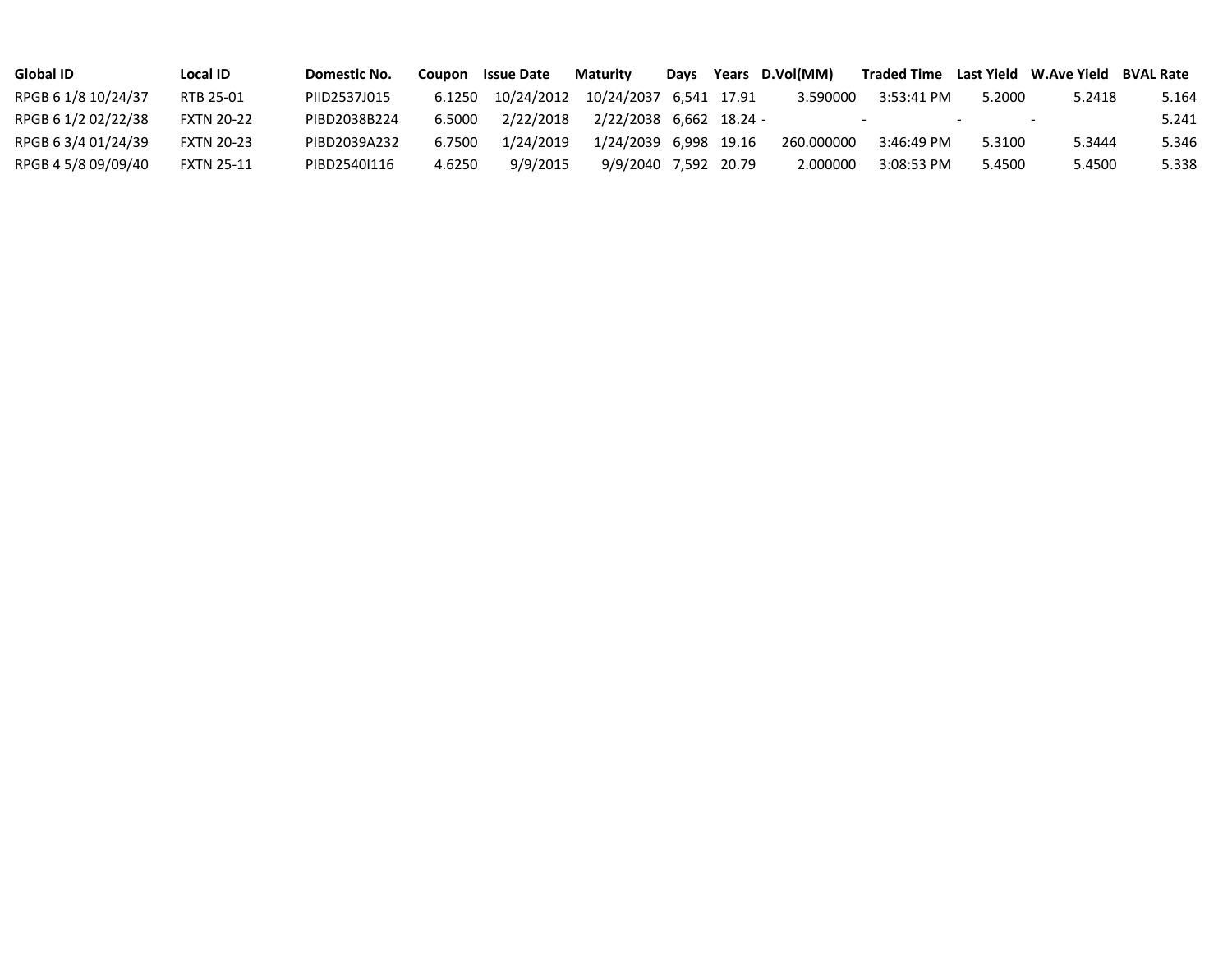| Global ID | Local ID | Domestic No. | Coupon | Issue Date | Maturity | Days | Years | D.Vol(MM) | Traded Time | Last Yield | W.Ave Yield | BVAL Rate |
|---|---|---|---|---|---|---|---|---|---|---|---|---|
| RPGB 6 1/8 10/24/37 | RTB 25-01 | PIID2537J015 | 6.1250 | 10/24/2012 | 10/24/2037 | 6,541 | 17.91 | 3.590000 | 3:53:41 PM | 5.2000 | 5.2418 | 5.164 |
| RPGB 6 1/2 02/22/38 | FXTN 20-22 | PIBD2038B224 | 6.5000 | 2/22/2018 | 2/22/2038 | 6,662 | 18.24 | - | - | - | - | 5.241 |
| RPGB 6 3/4 01/24/39 | FXTN 20-23 | PIBD2039A232 | 6.7500 | 1/24/2019 | 1/24/2039 | 6,998 | 19.16 | 260.000000 | 3:46:49 PM | 5.3100 | 5.3444 | 5.346 |
| RPGB 4 5/8 09/09/40 | FXTN 25-11 | PIBD2540I116 | 4.6250 | 9/9/2015 | 9/9/2040 | 7,592 | 20.79 | 2.000000 | 3:08:53 PM | 5.4500 | 5.4500 | 5.338 |